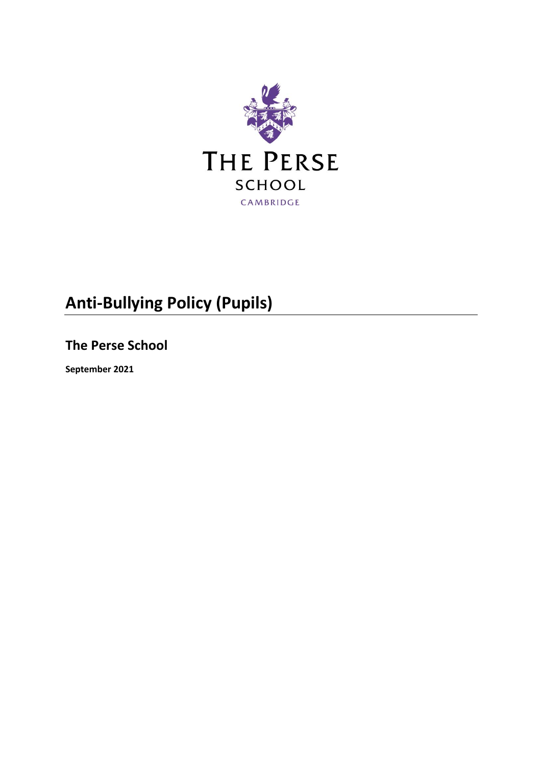THE PERSE
SCHOOL
CAMBRIDGE

# Anti-Bullying Policy (Pupils)

## The Perse School

**September 2021**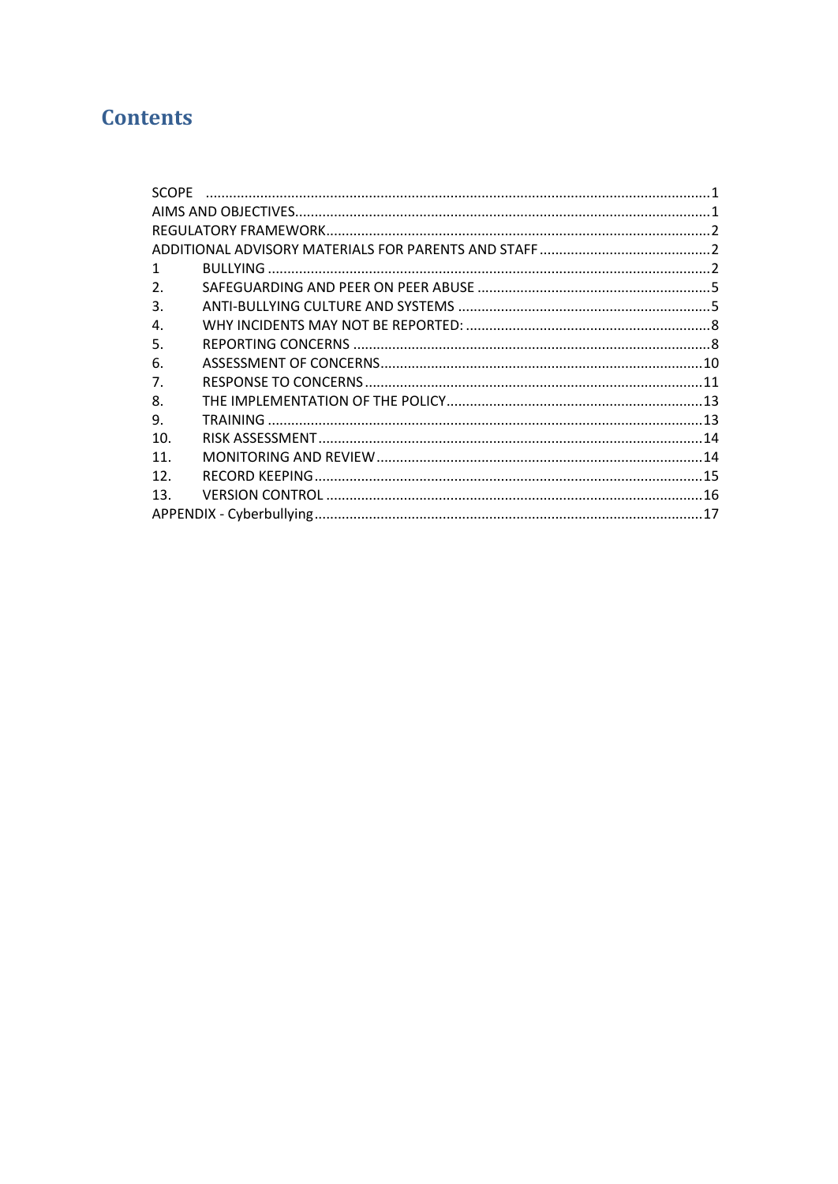# Contents

| | | |
|---|---|---|
| SCOPE | | 1 |
| AIMS AND OBJECTIVES | | 1 |
| REGULATORY FRAMEWORK | | 2 |
| ADDITIONAL ADVISORY MATERIALS FOR PARENTS AND STAFF | | 2 |
| 1 | BULLYING | 2 |
| 2. | SAFEGUARDING AND PEER ON PEER ABUSE | 5 |
| 3. | ANTI-BULLYING CULTURE AND SYSTEMS | 5 |
| 4. | WHY INCIDENTS MAY NOT BE REPORTED: | 8 |
| 5. | REPORTING CONCERNS | 8 |
| 6. | ASSESSMENT OF CONCERNS | 10 |
| 7. | RESPONSE TO CONCERNS | 11 |
| 8. | THE IMPLEMENTATION OF THE POLICY | 13 |
| 9. | TRAINING | 13 |
| 10. | RISK ASSESSMENT | 14 |
| 11. | MONITORING AND REVIEW | 14 |
| 12. | RECORD KEEPING | 15 |
| 13. | VERSION CONTROL | 16 |
| APPENDIX - Cyberbullying | | 17 |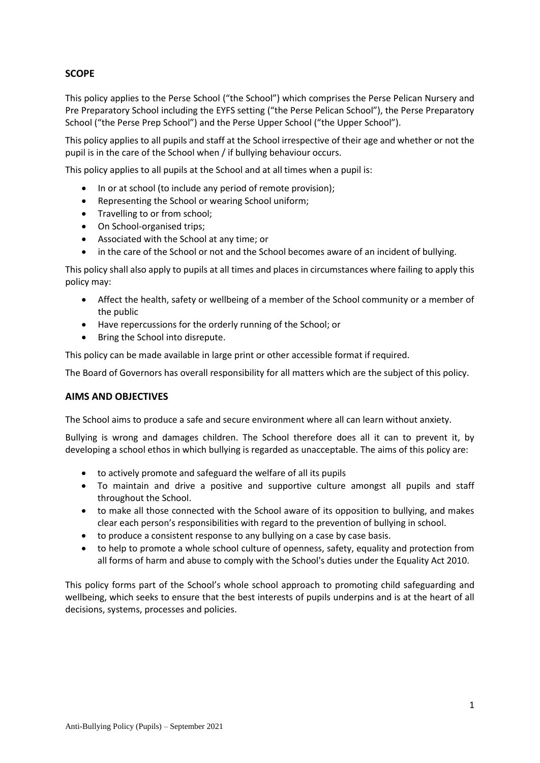## SCOPE

This policy applies to the Perse School ("the School") which comprises the Perse Pelican Nursery and Pre Preparatory School including the EYFS setting ("the Perse Pelican School"), the Perse Preparatory School ("the Perse Prep School") and the Perse Upper School ("the Upper School").

This policy applies to all pupils and staff at the School irrespective of their age and whether or not the pupil is in the care of the School when / if bullying behaviour occurs.

This policy applies to all pupils at the School and at all times when a pupil is:

- In or at school (to include any period of remote provision);
- Representing the School or wearing School uniform;
- Travelling to or from school;
- On School-organised trips;
- Associated with the School at any time; or
- in the care of the School or not and the School becomes aware of an incident of bullying.

This policy shall also apply to pupils at all times and places in circumstances where failing to apply this policy may:

- Affect the health, safety or wellbeing of a member of the School community or a member of the public
- Have repercussions for the orderly running of the School; or
- Bring the School into disrepute.

This policy can be made available in large print or other accessible format if required.

The Board of Governors has overall responsibility for all matters which are the subject of this policy.

## AIMS AND OBJECTIVES

The School aims to produce a safe and secure environment where all can learn without anxiety.

Bullying is wrong and damages children. The School therefore does all it can to prevent it, by developing a school ethos in which bullying is regarded as unacceptable. The aims of this policy are:

- to actively promote and safeguard the welfare of all its pupils
- To maintain and drive a positive and supportive culture amongst all pupils and staff throughout the School.
- to make all those connected with the School aware of its opposition to bullying, and makes clear each person's responsibilities with regard to the prevention of bullying in school.
- to produce a consistent response to any bullying on a case by case basis.
- to help to promote a whole school culture of openness, safety, equality and protection from all forms of harm and abuse to comply with the School's duties under the Equality Act 2010.

This policy forms part of the School's whole school approach to promoting child safeguarding and wellbeing, which seeks to ensure that the best interests of pupils underpins and is at the heart of all decisions, systems, processes and policies.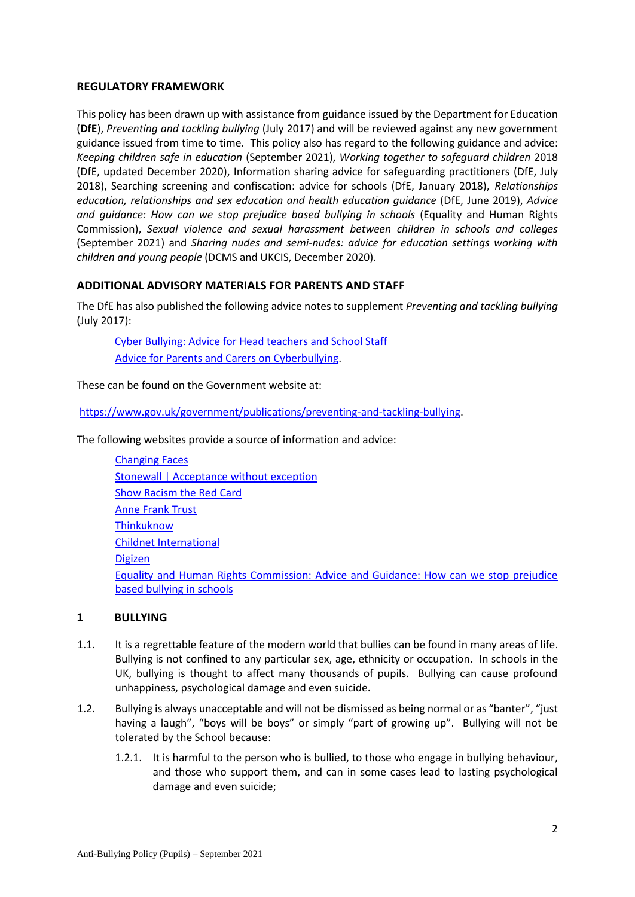## REGULATORY FRAMEWORK

This policy has been drawn up with assistance from guidance issued by the Department for Education (**DfE**), *Preventing and tackling bullying* (July 2017) and will be reviewed against any new government guidance issued from time to time. This policy also has regard to the following guidance and advice: *Keeping children safe in education* (September 2021), *Working together to safeguard children* 2018 (DfE, updated December 2020), Information sharing advice for safeguarding practitioners (DfE, July 2018), Searching screening and confiscation: advice for schools (DfE, January 2018), *Relationships education, relationships and sex education and health education guidance* (DfE, June 2019), *Advice and guidance: How can we stop prejudice based bullying in schools* (Equality and Human Rights Commission), *Sexual violence and sexual harassment between children in schools and colleges* (September 2021) and *Sharing nudes and semi-nudes: advice for education settings working with children and young people* (DCMS and UKCIS, December 2020).

## ADDITIONAL ADVISORY MATERIALS FOR PARENTS AND STAFF

The DfE has also published the following advice notes to supplement *Preventing and tackling bullying* (July 2017):

Cyber Bullying: Advice for Head teachers and School Staff
Advice for Parents and Carers on Cyberbullying.

These can be found on the Government website at:

https://www.gov.uk/government/publications/preventing-and-tackling-bullying.

The following websites provide a source of information and advice:

Changing Faces
Stonewall | Acceptance without exception
Show Racism the Red Card
Anne Frank Trust
Thinkuknow
Childnet International
Digizen
Equality and Human Rights Commission: Advice and Guidance: How can we stop prejudice based bullying in schools

## 1 BULLYING

1.1. It is a regrettable feature of the modern world that bullies can be found in many areas of life. Bullying is not confined to any particular sex, age, ethnicity or occupation. In schools in the UK, bullying is thought to affect many thousands of pupils. Bullying can cause profound unhappiness, psychological damage and even suicide.

1.2. Bullying is always unacceptable and will not be dismissed as being normal or as "banter", "just having a laugh", "boys will be boys" or simply "part of growing up". Bullying will not be tolerated by the School because:

1.2.1. It is harmful to the person who is bullied, to those who engage in bullying behaviour, and those who support them, and can in some cases lead to lasting psychological damage and even suicide;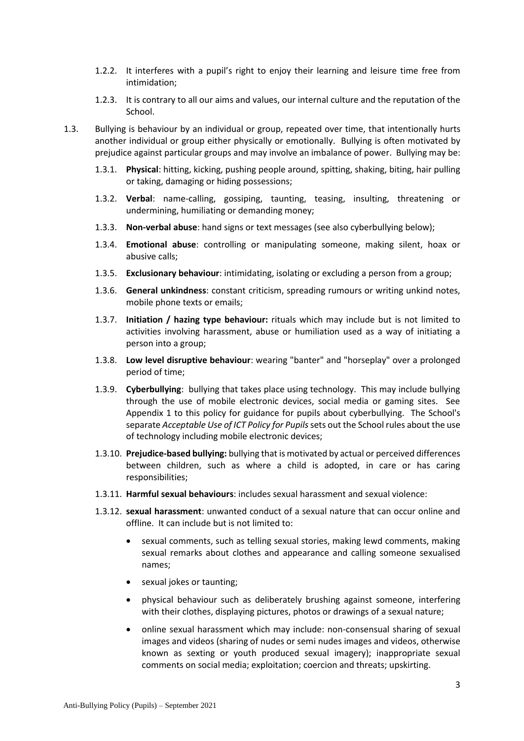1.2.2. It interferes with a pupil's right to enjoy their learning and leisure time free from intimidation;

1.2.3. It is contrary to all our aims and values, our internal culture and the reputation of the School.

1.3. Bullying is behaviour by an individual or group, repeated over time, that intentionally hurts another individual or group either physically or emotionally. Bullying is often motivated by prejudice against particular groups and may involve an imbalance of power. Bullying may be:

1.3.1. **Physical**: hitting, kicking, pushing people around, spitting, shaking, biting, hair pulling or taking, damaging or hiding possessions;

1.3.2. **Verbal**: name-calling, gossiping, taunting, teasing, insulting, threatening or undermining, humiliating or demanding money;

1.3.3. **Non-verbal abuse**: hand signs or text messages (see also cyberbullying below);

1.3.4. **Emotional abuse**: controlling or manipulating someone, making silent, hoax or abusive calls;

1.3.5. **Exclusionary behaviour**: intimidating, isolating or excluding a person from a group;

1.3.6. **General unkindness**: constant criticism, spreading rumours or writing unkind notes, mobile phone texts or emails;

1.3.7. **Initiation / hazing type behaviour:** rituals which may include but is not limited to activities involving harassment, abuse or humiliation used as a way of initiating a person into a group;

1.3.8. **Low level disruptive behaviour**: wearing "banter" and "horseplay" over a prolonged period of time;

1.3.9. **Cyberbullying**: bullying that takes place using technology. This may include bullying through the use of mobile electronic devices, social media or gaming sites. See Appendix 1 to this policy for guidance for pupils about cyberbullying. The School's separate *Acceptable Use of ICT Policy for Pupils* sets out the School rules about the use of technology including mobile electronic devices;

1.3.10. **Prejudice-based bullying:** bullying that is motivated by actual or perceived differences between children, such as where a child is adopted, in care or has caring responsibilities;

1.3.11. **Harmful sexual behaviours**: includes sexual harassment and sexual violence:

1.3.12. **sexual harassment**: unwanted conduct of a sexual nature that can occur online and offline. It can include but is not limited to:

- sexual comments, such as telling sexual stories, making lewd comments, making sexual remarks about clothes and appearance and calling someone sexualised names;
- sexual jokes or taunting;
- physical behaviour such as deliberately brushing against someone, interfering with their clothes, displaying pictures, photos or drawings of a sexual nature;
- online sexual harassment which may include: non-consensual sharing of sexual images and videos (sharing of nudes or semi nudes images and videos, otherwise known as sexting or youth produced sexual imagery); inappropriate sexual comments on social media; exploitation; coercion and threats; upskirting.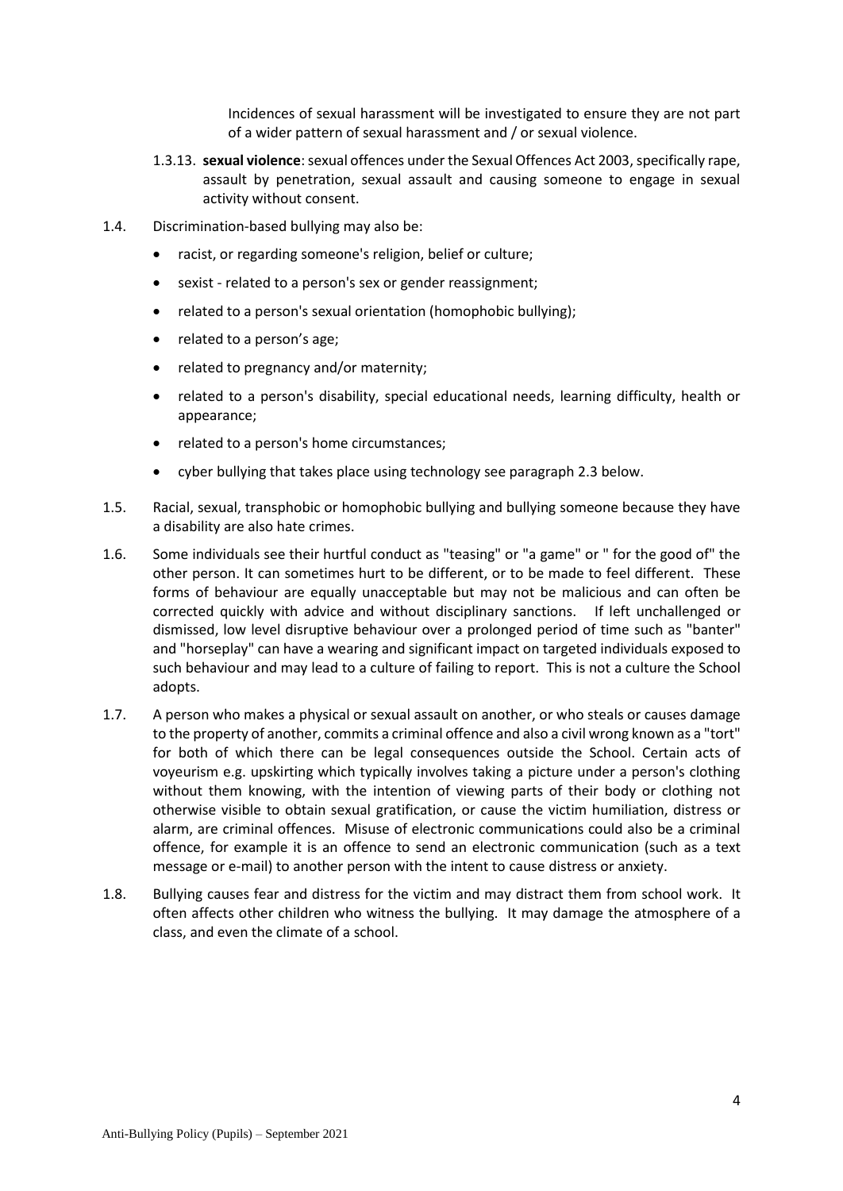Incidences of sexual harassment will be investigated to ensure they are not part of a wider pattern of sexual harassment and / or sexual violence.

1.3.13. **sexual violence**: sexual offences under the Sexual Offences Act 2003, specifically rape, assault by penetration, sexual assault and causing someone to engage in sexual activity without consent.

1.4. Discrimination-based bullying may also be:

- racist, or regarding someone's religion, belief or culture;
- sexist - related to a person's sex or gender reassignment;
- related to a person's sexual orientation (homophobic bullying);
- related to a person's age;
- related to pregnancy and/or maternity;
- related to a person's disability, special educational needs, learning difficulty, health or appearance;
- related to a person's home circumstances;
- cyber bullying that takes place using technology see paragraph 2.3 below.

1.5. Racial, sexual, transphobic or homophobic bullying and bullying someone because they have a disability are also hate crimes.

1.6. Some individuals see their hurtful conduct as "teasing" or "a game" or " for the good of" the other person. It can sometimes hurt to be different, or to be made to feel different. These forms of behaviour are equally unacceptable but may not be malicious and can often be corrected quickly with advice and without disciplinary sanctions. If left unchallenged or dismissed, low level disruptive behaviour over a prolonged period of time such as "banter" and "horseplay" can have a wearing and significant impact on targeted individuals exposed to such behaviour and may lead to a culture of failing to report. This is not a culture the School adopts.

1.7. A person who makes a physical or sexual assault on another, or who steals or causes damage to the property of another, commits a criminal offence and also a civil wrong known as a "tort" for both of which there can be legal consequences outside the School. Certain acts of voyeurism e.g. upskirting which typically involves taking a picture under a person's clothing without them knowing, with the intention of viewing parts of their body or clothing not otherwise visible to obtain sexual gratification, or cause the victim humiliation, distress or alarm, are criminal offences. Misuse of electronic communications could also be a criminal offence, for example it is an offence to send an electronic communication (such as a text message or e-mail) to another person with the intent to cause distress or anxiety.

1.8. Bullying causes fear and distress for the victim and may distract them from school work. It often affects other children who witness the bullying. It may damage the atmosphere of a class, and even the climate of a school.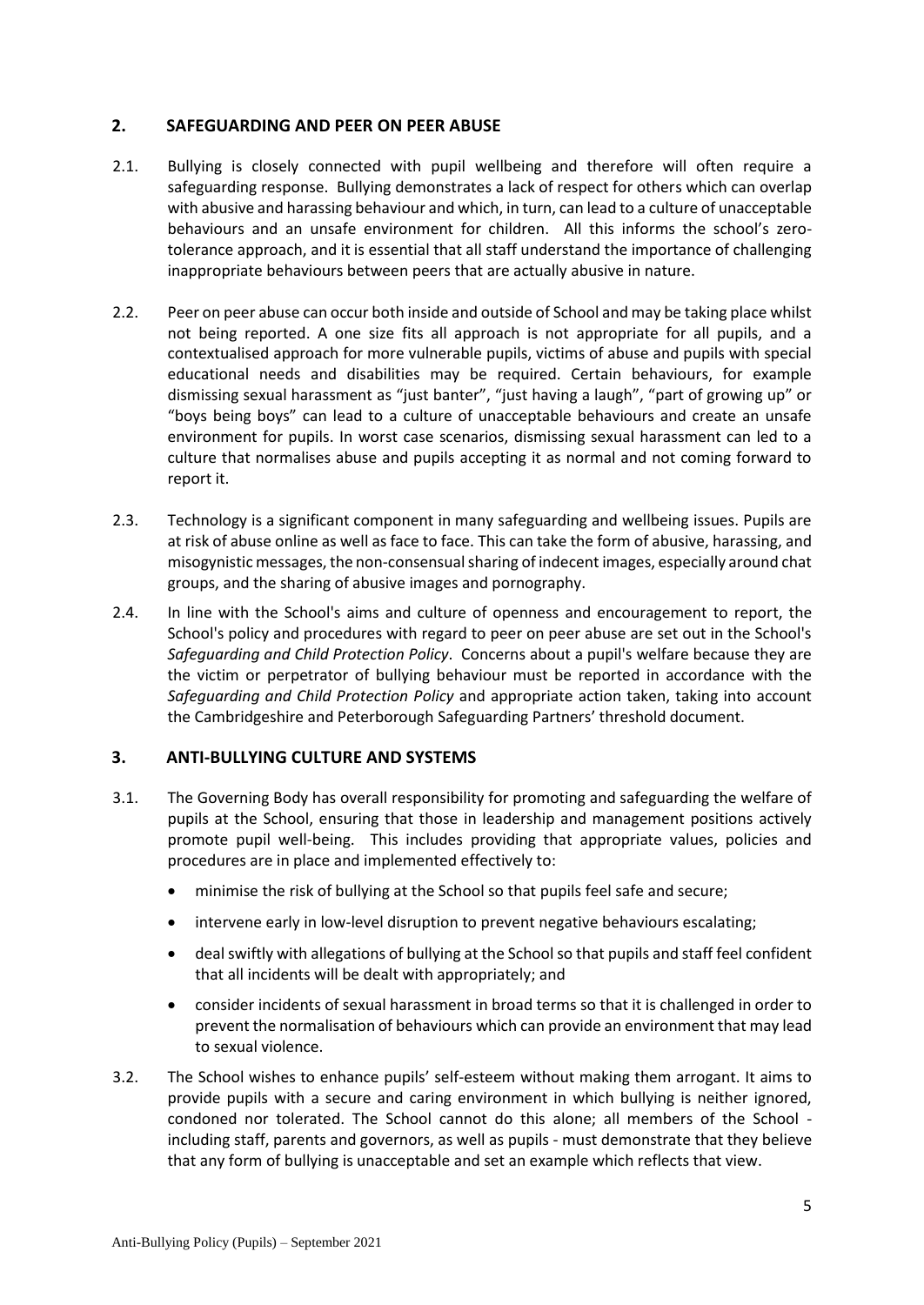## 2. SAFEGUARDING AND PEER ON PEER ABUSE

2.1. Bullying is closely connected with pupil wellbeing and therefore will often require a safeguarding response. Bullying demonstrates a lack of respect for others which can overlap with abusive and harassing behaviour and which, in turn, can lead to a culture of unacceptable behaviours and an unsafe environment for children. All this informs the school's zero-tolerance approach, and it is essential that all staff understand the importance of challenging inappropriate behaviours between peers that are actually abusive in nature.

2.2. Peer on peer abuse can occur both inside and outside of School and may be taking place whilst not being reported. A one size fits all approach is not appropriate for all pupils, and a contextualised approach for more vulnerable pupils, victims of abuse and pupils with special educational needs and disabilities may be required. Certain behaviours, for example dismissing sexual harassment as "just banter", "just having a laugh", "part of growing up" or "boys being boys" can lead to a culture of unacceptable behaviours and create an unsafe environment for pupils. In worst case scenarios, dismissing sexual harassment can led to a culture that normalises abuse and pupils accepting it as normal and not coming forward to report it.

2.3. Technology is a significant component in many safeguarding and wellbeing issues. Pupils are at risk of abuse online as well as face to face. This can take the form of abusive, harassing, and misogynistic messages, the non-consensual sharing of indecent images, especially around chat groups, and the sharing of abusive images and pornography.

2.4. In line with the School's aims and culture of openness and encouragement to report, the School's policy and procedures with regard to peer on peer abuse are set out in the School's *Safeguarding and Child Protection Policy*. Concerns about a pupil's welfare because they are the victim or perpetrator of bullying behaviour must be reported in accordance with the *Safeguarding and Child Protection Policy* and appropriate action taken, taking into account the Cambridgeshire and Peterborough Safeguarding Partners' threshold document.

## 3. ANTI-BULLYING CULTURE AND SYSTEMS

3.1. The Governing Body has overall responsibility for promoting and safeguarding the welfare of pupils at the School, ensuring that those in leadership and management positions actively promote pupil well-being. This includes providing that appropriate values, policies and procedures are in place and implemented effectively to:

- minimise the risk of bullying at the School so that pupils feel safe and secure;
- intervene early in low-level disruption to prevent negative behaviours escalating;
- deal swiftly with allegations of bullying at the School so that pupils and staff feel confident that all incidents will be dealt with appropriately; and
- consider incidents of sexual harassment in broad terms so that it is challenged in order to prevent the normalisation of behaviours which can provide an environment that may lead to sexual violence.

3.2. The School wishes to enhance pupils' self-esteem without making them arrogant. It aims to provide pupils with a secure and caring environment in which bullying is neither ignored, condoned nor tolerated. The School cannot do this alone; all members of the School - including staff, parents and governors, as well as pupils - must demonstrate that they believe that any form of bullying is unacceptable and set an example which reflects that view.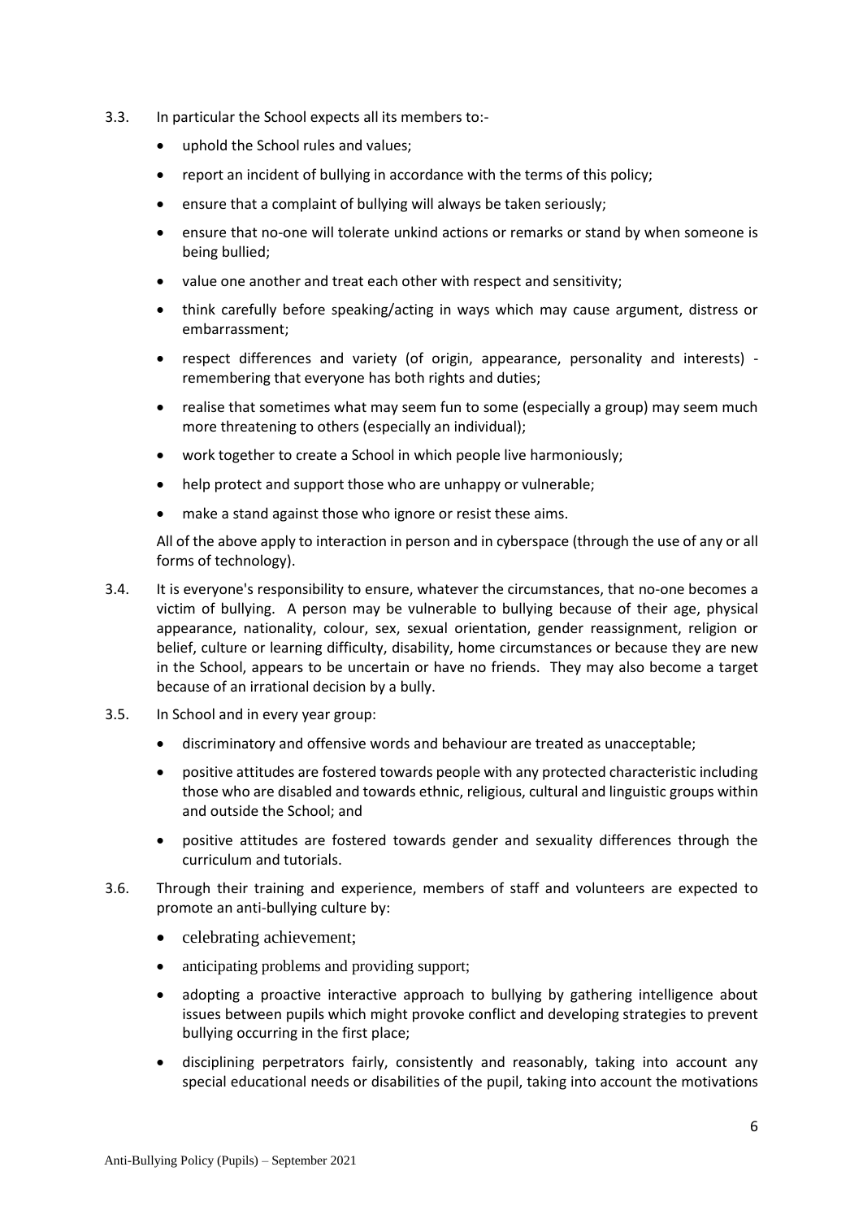3.3. In particular the School expects all its members to:-

- uphold the School rules and values;
- report an incident of bullying in accordance with the terms of this policy;
- ensure that a complaint of bullying will always be taken seriously;
- ensure that no-one will tolerate unkind actions or remarks or stand by when someone is being bullied;
- value one another and treat each other with respect and sensitivity;
- think carefully before speaking/acting in ways which may cause argument, distress or embarrassment;
- respect differences and variety (of origin, appearance, personality and interests) - remembering that everyone has both rights and duties;
- realise that sometimes what may seem fun to some (especially a group) may seem much more threatening to others (especially an individual);
- work together to create a School in which people live harmoniously;
- help protect and support those who are unhappy or vulnerable;
- make a stand against those who ignore or resist these aims.

All of the above apply to interaction in person and in cyberspace (through the use of any or all forms of technology).

3.4. It is everyone's responsibility to ensure, whatever the circumstances, that no-one becomes a victim of bullying. A person may be vulnerable to bullying because of their age, physical appearance, nationality, colour, sex, sexual orientation, gender reassignment, religion or belief, culture or learning difficulty, disability, home circumstances or because they are new in the School, appears to be uncertain or have no friends. They may also become a target because of an irrational decision by a bully.

3.5. In School and in every year group:

- discriminatory and offensive words and behaviour are treated as unacceptable;
- positive attitudes are fostered towards people with any protected characteristic including those who are disabled and towards ethnic, religious, cultural and linguistic groups within and outside the School; and
- positive attitudes are fostered towards gender and sexuality differences through the curriculum and tutorials.

3.6. Through their training and experience, members of staff and volunteers are expected to promote an anti-bullying culture by:

- celebrating achievement;
- anticipating problems and providing support;
- adopting a proactive interactive approach to bullying by gathering intelligence about issues between pupils which might provoke conflict and developing strategies to prevent bullying occurring in the first place;
- disciplining perpetrators fairly, consistently and reasonably, taking into account any special educational needs or disabilities of the pupil, taking into account the motivations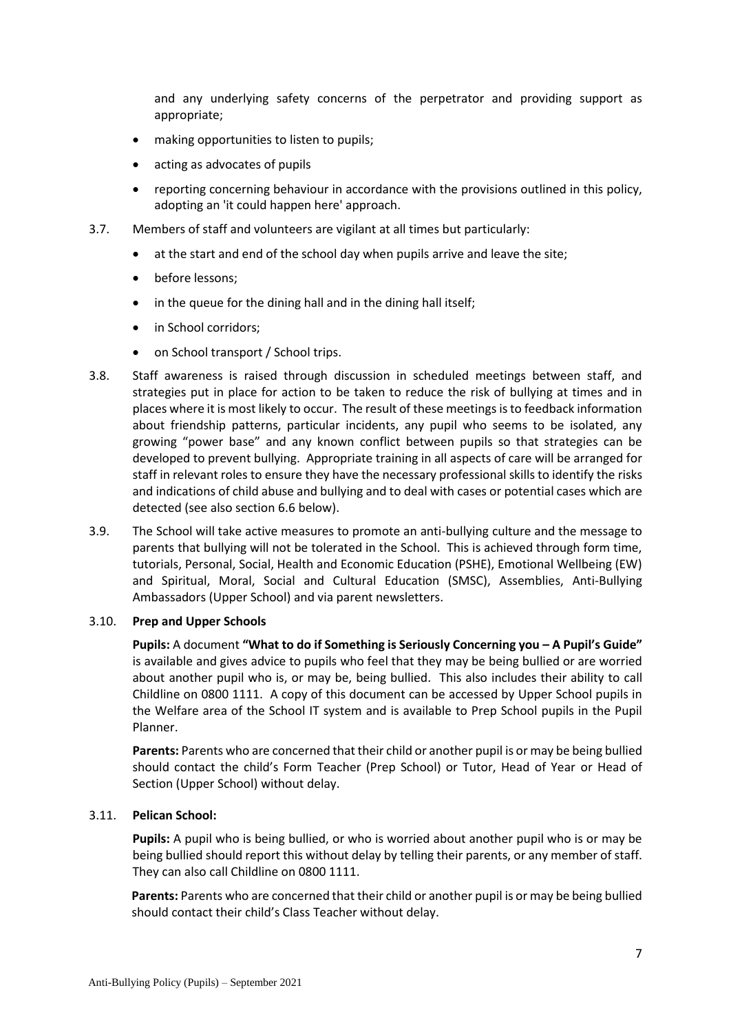and any underlying safety concerns of the perpetrator and providing support as appropriate;

- making opportunities to listen to pupils;
- acting as advocates of pupils
- reporting concerning behaviour in accordance with the provisions outlined in this policy, adopting an 'it could happen here' approach.

3.7. Members of staff and volunteers are vigilant at all times but particularly:

- at the start and end of the school day when pupils arrive and leave the site;
- before lessons;
- in the queue for the dining hall and in the dining hall itself;
- in School corridors;
- on School transport / School trips.

3.8. Staff awareness is raised through discussion in scheduled meetings between staff, and strategies put in place for action to be taken to reduce the risk of bullying at times and in places where it is most likely to occur. The result of these meetings is to feedback information about friendship patterns, particular incidents, any pupil who seems to be isolated, any growing "power base" and any known conflict between pupils so that strategies can be developed to prevent bullying. Appropriate training in all aspects of care will be arranged for staff in relevant roles to ensure they have the necessary professional skills to identify the risks and indications of child abuse and bullying and to deal with cases or potential cases which are detected (see also section 6.6 below).

3.9. The School will take active measures to promote an anti-bullying culture and the message to parents that bullying will not be tolerated in the School. This is achieved through form time, tutorials, Personal, Social, Health and Economic Education (PSHE), Emotional Wellbeing (EW) and Spiritual, Moral, Social and Cultural Education (SMSC), Assemblies, Anti-Bullying Ambassadors (Upper School) and via parent newsletters.

3.10. **Prep and Upper Schools**

**Pupils:** A document **"What to do if Something is Seriously Concerning you – A Pupil's Guide"** is available and gives advice to pupils who feel that they may be being bullied or are worried about another pupil who is, or may be, being bullied. This also includes their ability to call Childline on 0800 1111. A copy of this document can be accessed by Upper School pupils in the Welfare area of the School IT system and is available to Prep School pupils in the Pupil Planner.

**Parents:** Parents who are concerned that their child or another pupil is or may be being bullied should contact the child's Form Teacher (Prep School) or Tutor, Head of Year or Head of Section (Upper School) without delay.

3.11. **Pelican School:**

**Pupils:** A pupil who is being bullied, or who is worried about another pupil who is or may be being bullied should report this without delay by telling their parents, or any member of staff. They can also call Childline on 0800 1111.

**Parents:** Parents who are concerned that their child or another pupil is or may be being bullied should contact their child's Class Teacher without delay.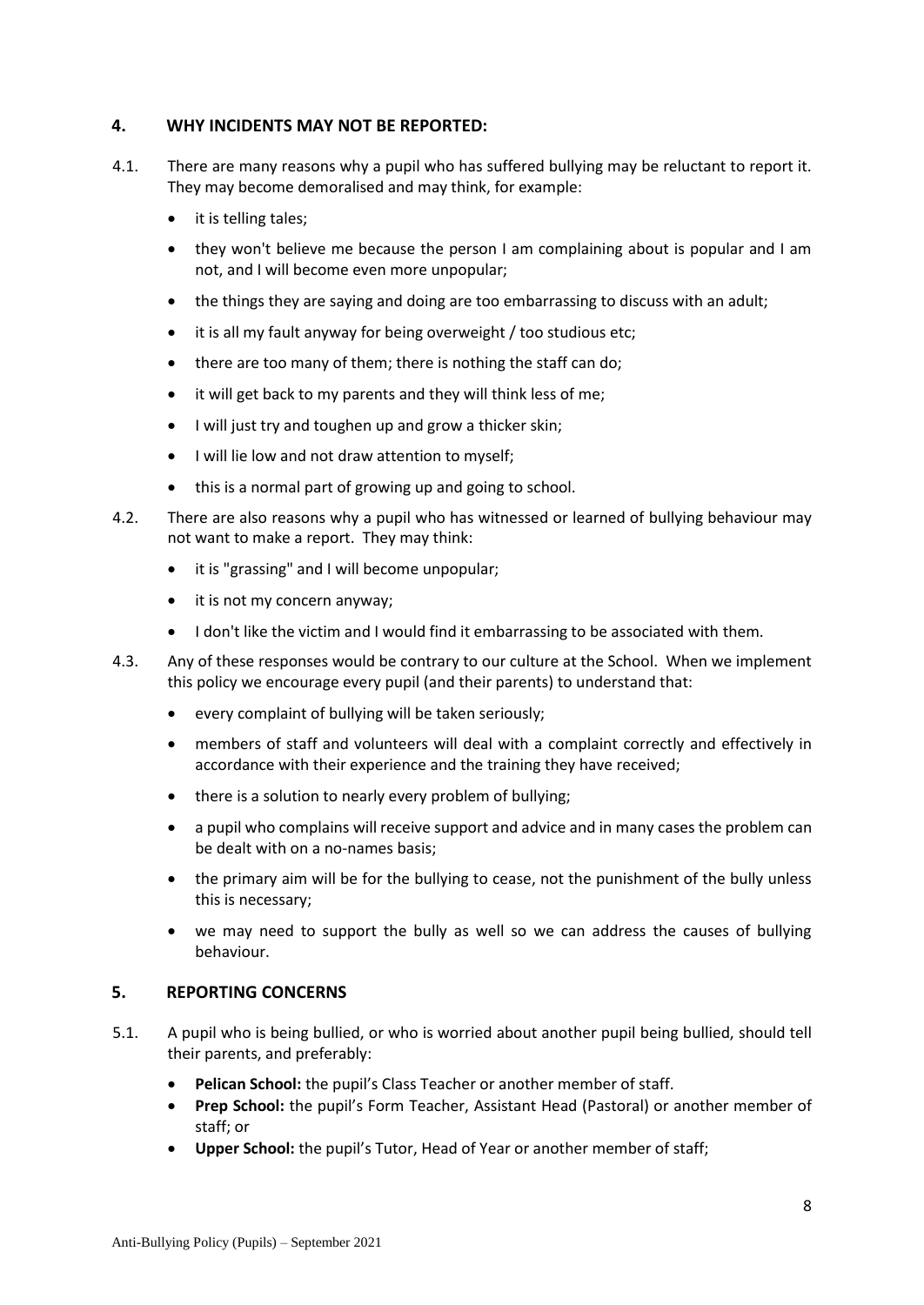## 4. WHY INCIDENTS MAY NOT BE REPORTED:

4.1. There are many reasons why a pupil who has suffered bullying may be reluctant to report it. They may become demoralised and may think, for example:

- it is telling tales;
- they won't believe me because the person I am complaining about is popular and I am not, and I will become even more unpopular;
- the things they are saying and doing are too embarrassing to discuss with an adult;
- it is all my fault anyway for being overweight / too studious etc;
- there are too many of them; there is nothing the staff can do;
- it will get back to my parents and they will think less of me;
- I will just try and toughen up and grow a thicker skin;
- I will lie low and not draw attention to myself;
- this is a normal part of growing up and going to school.

4.2. There are also reasons why a pupil who has witnessed or learned of bullying behaviour may not want to make a report. They may think:

- it is "grassing" and I will become unpopular;
- it is not my concern anyway;
- I don't like the victim and I would find it embarrassing to be associated with them.

4.3. Any of these responses would be contrary to our culture at the School. When we implement this policy we encourage every pupil (and their parents) to understand that:

- every complaint of bullying will be taken seriously;
- members of staff and volunteers will deal with a complaint correctly and effectively in accordance with their experience and the training they have received;
- there is a solution to nearly every problem of bullying;
- a pupil who complains will receive support and advice and in many cases the problem can be dealt with on a no-names basis;
- the primary aim will be for the bullying to cease, not the punishment of the bully unless this is necessary;
- we may need to support the bully as well so we can address the causes of bullying behaviour.

## 5. REPORTING CONCERNS

5.1. A pupil who is being bullied, or who is worried about another pupil being bullied, should tell their parents, and preferably:

- **Pelican School:** the pupil's Class Teacher or another member of staff.
- **Prep School:** the pupil's Form Teacher, Assistant Head (Pastoral) or another member of staff; or
- **Upper School:** the pupil's Tutor, Head of Year or another member of staff;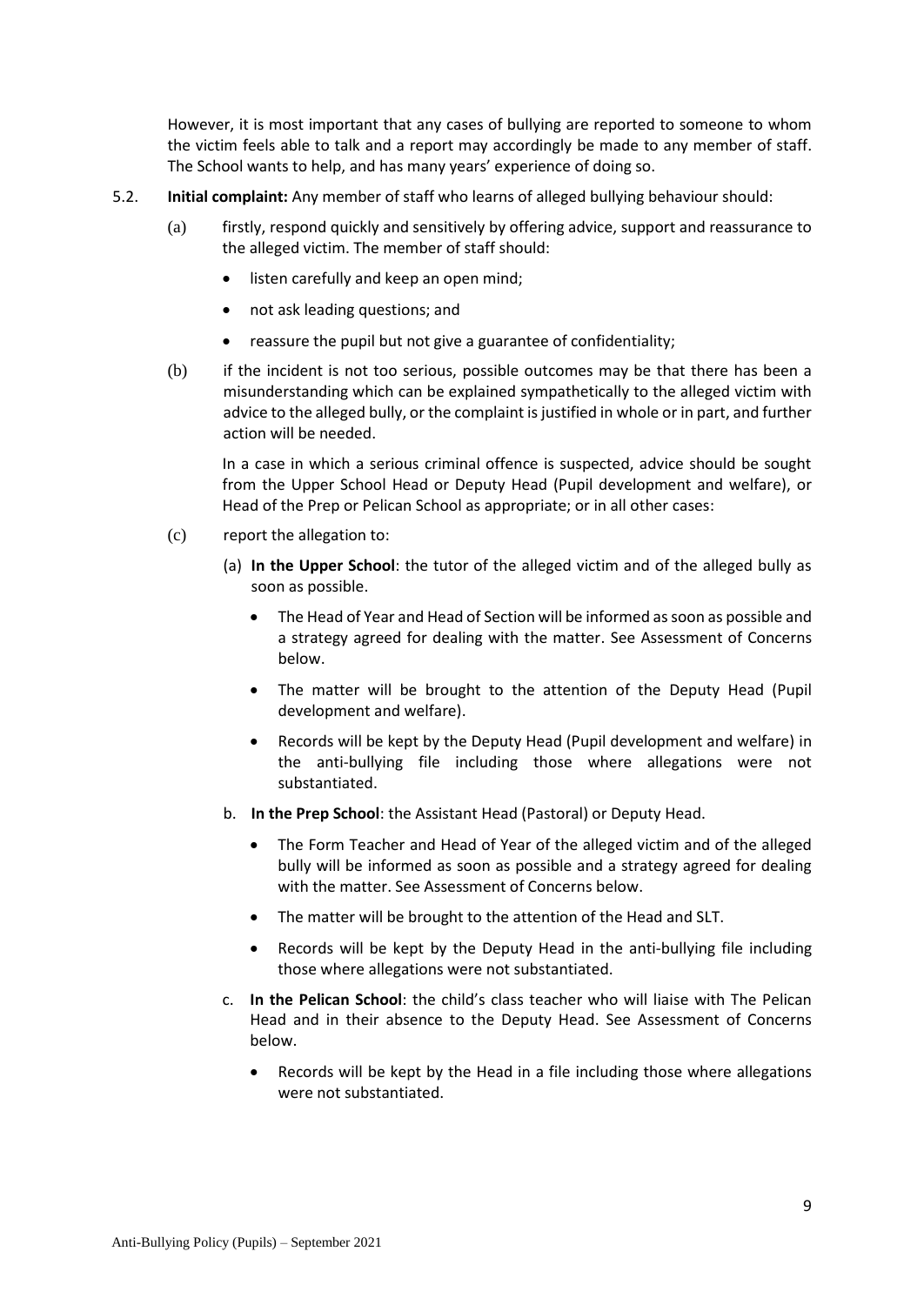However, it is most important that any cases of bullying are reported to someone to whom the victim feels able to talk and a report may accordingly be made to any member of staff. The School wants to help, and has many years' experience of doing so.

5.2. **Initial complaint:** Any member of staff who learns of alleged bullying behaviour should:

(a) firstly, respond quickly and sensitively by offering advice, support and reassurance to the alleged victim. The member of staff should:

- listen carefully and keep an open mind;
- not ask leading questions; and
- reassure the pupil but not give a guarantee of confidentiality;

(b) if the incident is not too serious, possible outcomes may be that there has been a misunderstanding which can be explained sympathetically to the alleged victim with advice to the alleged bully, or the complaint is justified in whole or in part, and further action will be needed.

In a case in which a serious criminal offence is suspected, advice should be sought from the Upper School Head or Deputy Head (Pupil development and welfare), or Head of the Prep or Pelican School as appropriate; or in all other cases:

(c) report the allegation to:

(a) **In the Upper School**: the tutor of the alleged victim and of the alleged bully as soon as possible.

- The Head of Year and Head of Section will be informed as soon as possible and a strategy agreed for dealing with the matter. See Assessment of Concerns below.
- The matter will be brought to the attention of the Deputy Head (Pupil development and welfare).
- Records will be kept by the Deputy Head (Pupil development and welfare) in the anti-bullying file including those where allegations were not substantiated.

b. **In the Prep School**: the Assistant Head (Pastoral) or Deputy Head.

- The Form Teacher and Head of Year of the alleged victim and of the alleged bully will be informed as soon as possible and a strategy agreed for dealing with the matter. See Assessment of Concerns below.
- The matter will be brought to the attention of the Head and SLT.
- Records will be kept by the Deputy Head in the anti-bullying file including those where allegations were not substantiated.

c. **In the Pelican School**: the child's class teacher who will liaise with The Pelican Head and in their absence to the Deputy Head. See Assessment of Concerns below.

- Records will be kept by the Head in a file including those where allegations were not substantiated.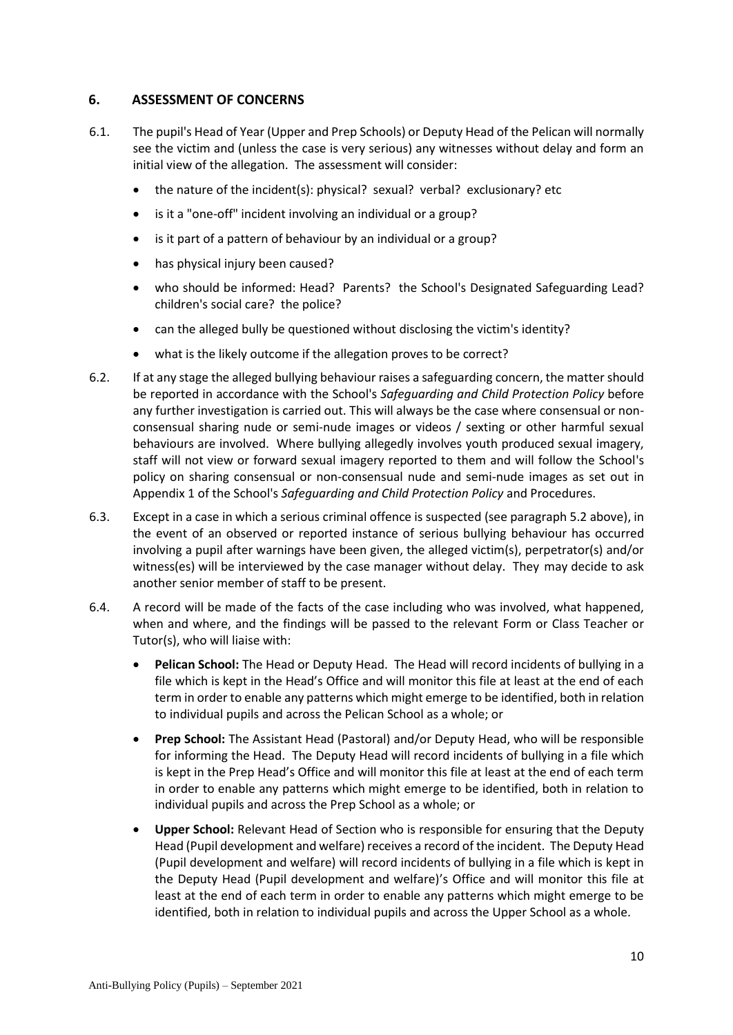## 6. ASSESSMENT OF CONCERNS

6.1. The pupil's Head of Year (Upper and Prep Schools) or Deputy Head of the Pelican will normally see the victim and (unless the case is very serious) any witnesses without delay and form an initial view of the allegation. The assessment will consider:

- the nature of the incident(s): physical? sexual? verbal? exclusionary? etc
- is it a "one-off" incident involving an individual or a group?
- is it part of a pattern of behaviour by an individual or a group?
- has physical injury been caused?
- who should be informed: Head? Parents? the School's Designated Safeguarding Lead? children's social care? the police?
- can the alleged bully be questioned without disclosing the victim's identity?
- what is the likely outcome if the allegation proves to be correct?

6.2. If at any stage the alleged bullying behaviour raises a safeguarding concern, the matter should be reported in accordance with the School's *Safeguarding and Child Protection Policy* before any further investigation is carried out. This will always be the case where consensual or non-consensual sharing nude or semi-nude images or videos / sexting or other harmful sexual behaviours are involved. Where bullying allegedly involves youth produced sexual imagery, staff will not view or forward sexual imagery reported to them and will follow the School's policy on sharing consensual or non-consensual nude and semi-nude images as set out in Appendix 1 of the School's *Safeguarding and Child Protection Policy* and Procedures.

6.3. Except in a case in which a serious criminal offence is suspected (see paragraph 5.2 above), in the event of an observed or reported instance of serious bullying behaviour has occurred involving a pupil after warnings have been given, the alleged victim(s), perpetrator(s) and/or witness(es) will be interviewed by the case manager without delay. They may decide to ask another senior member of staff to be present.

6.4. A record will be made of the facts of the case including who was involved, what happened, when and where, and the findings will be passed to the relevant Form or Class Teacher or Tutor(s), who will liaise with:

- **Pelican School:** The Head or Deputy Head. The Head will record incidents of bullying in a file which is kept in the Head's Office and will monitor this file at least at the end of each term in order to enable any patterns which might emerge to be identified, both in relation to individual pupils and across the Pelican School as a whole; or
- **Prep School:** The Assistant Head (Pastoral) and/or Deputy Head, who will be responsible for informing the Head. The Deputy Head will record incidents of bullying in a file which is kept in the Prep Head's Office and will monitor this file at least at the end of each term in order to enable any patterns which might emerge to be identified, both in relation to individual pupils and across the Prep School as a whole; or
- **Upper School:** Relevant Head of Section who is responsible for ensuring that the Deputy Head (Pupil development and welfare) receives a record of the incident. The Deputy Head (Pupil development and welfare) will record incidents of bullying in a file which is kept in the Deputy Head (Pupil development and welfare)'s Office and will monitor this file at least at the end of each term in order to enable any patterns which might emerge to be identified, both in relation to individual pupils and across the Upper School as a whole.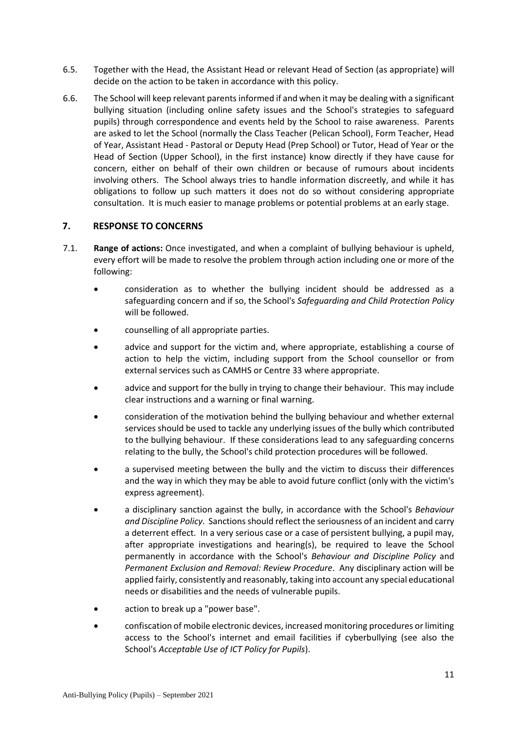6.5. Together with the Head, the Assistant Head or relevant Head of Section (as appropriate) will decide on the action to be taken in accordance with this policy.

6.6. The School will keep relevant parents informed if and when it may be dealing with a significant bullying situation (including online safety issues and the School's strategies to safeguard pupils) through correspondence and events held by the School to raise awareness. Parents are asked to let the School (normally the Class Teacher (Pelican School), Form Teacher, Head of Year, Assistant Head - Pastoral or Deputy Head (Prep School) or Tutor, Head of Year or the Head of Section (Upper School), in the first instance) know directly if they have cause for concern, either on behalf of their own children or because of rumours about incidents involving others. The School always tries to handle information discreetly, and while it has obligations to follow up such matters it does not do so without considering appropriate consultation. It is much easier to manage problems or potential problems at an early stage.

## 7. RESPONSE TO CONCERNS

7.1. **Range of actions:** Once investigated, and when a complaint of bullying behaviour is upheld, every effort will be made to resolve the problem through action including one or more of the following:

- consideration as to whether the bullying incident should be addressed as a safeguarding concern and if so, the School's *Safeguarding and Child Protection Policy* will be followed.
- counselling of all appropriate parties.
- advice and support for the victim and, where appropriate, establishing a course of action to help the victim, including support from the School counsellor or from external services such as CAMHS or Centre 33 where appropriate.
- advice and support for the bully in trying to change their behaviour. This may include clear instructions and a warning or final warning.
- consideration of the motivation behind the bullying behaviour and whether external services should be used to tackle any underlying issues of the bully which contributed to the bullying behaviour. If these considerations lead to any safeguarding concerns relating to the bully, the School's child protection procedures will be followed.
- a supervised meeting between the bully and the victim to discuss their differences and the way in which they may be able to avoid future conflict (only with the victim's express agreement).
- a disciplinary sanction against the bully, in accordance with the School's *Behaviour and Discipline Policy*. Sanctions should reflect the seriousness of an incident and carry a deterrent effect. In a very serious case or a case of persistent bullying, a pupil may, after appropriate investigations and hearing(s), be required to leave the School permanently in accordance with the School's *Behaviour and Discipline Policy* and *Permanent Exclusion and Removal: Review Procedure*. Any disciplinary action will be applied fairly, consistently and reasonably, taking into account any special educational needs or disabilities and the needs of vulnerable pupils.
- action to break up a "power base".
- confiscation of mobile electronic devices, increased monitoring procedures or limiting access to the School's internet and email facilities if cyberbullying (see also the School's *Acceptable Use of ICT Policy for Pupils*).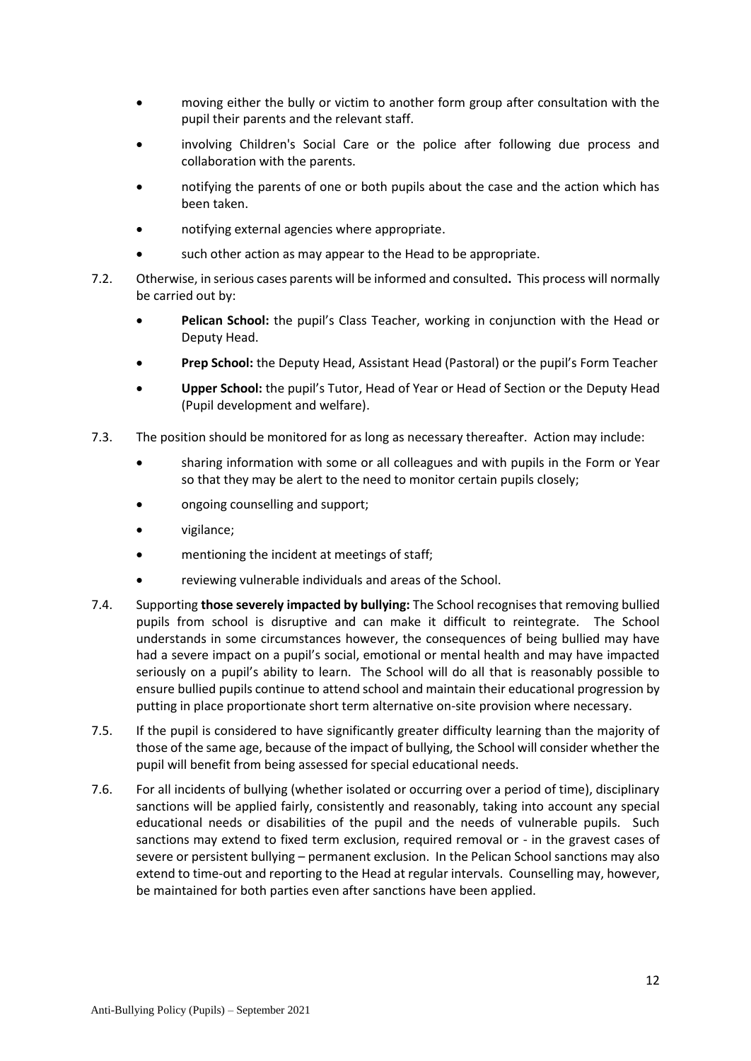- moving either the bully or victim to another form group after consultation with the pupil their parents and the relevant staff.
- involving Children's Social Care or the police after following due process and collaboration with the parents.
- notifying the parents of one or both pupils about the case and the action which has been taken.
- notifying external agencies where appropriate.
- such other action as may appear to the Head to be appropriate.

7.2. Otherwise, in serious cases parents will be informed and consulted**.** This process will normally be carried out by:

- **Pelican School:** the pupil's Class Teacher, working in conjunction with the Head or Deputy Head.
- **Prep School:** the Deputy Head, Assistant Head (Pastoral) or the pupil's Form Teacher
- **Upper School:** the pupil's Tutor, Head of Year or Head of Section or the Deputy Head (Pupil development and welfare).

7.3. The position should be monitored for as long as necessary thereafter. Action may include:

- sharing information with some or all colleagues and with pupils in the Form or Year so that they may be alert to the need to monitor certain pupils closely;
- ongoing counselling and support;
- vigilance;
- mentioning the incident at meetings of staff;
- reviewing vulnerable individuals and areas of the School.

7.4. Supporting **those severely impacted by bullying:** The School recognises that removing bullied pupils from school is disruptive and can make it difficult to reintegrate. The School understands in some circumstances however, the consequences of being bullied may have had a severe impact on a pupil's social, emotional or mental health and may have impacted seriously on a pupil's ability to learn. The School will do all that is reasonably possible to ensure bullied pupils continue to attend school and maintain their educational progression by putting in place proportionate short term alternative on-site provision where necessary.

7.5. If the pupil is considered to have significantly greater difficulty learning than the majority of those of the same age, because of the impact of bullying, the School will consider whether the pupil will benefit from being assessed for special educational needs.

7.6. For all incidents of bullying (whether isolated or occurring over a period of time), disciplinary sanctions will be applied fairly, consistently and reasonably, taking into account any special educational needs or disabilities of the pupil and the needs of vulnerable pupils. Such sanctions may extend to fixed term exclusion, required removal or - in the gravest cases of severe or persistent bullying – permanent exclusion. In the Pelican School sanctions may also extend to time-out and reporting to the Head at regular intervals. Counselling may, however, be maintained for both parties even after sanctions have been applied.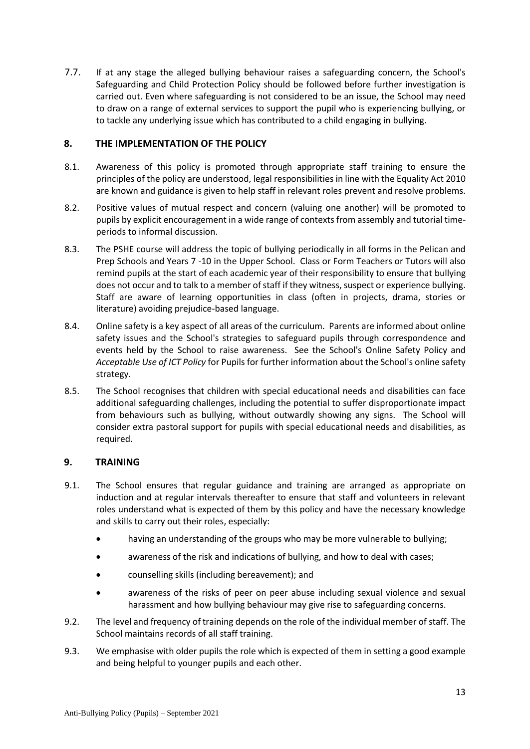7.7. If at any stage the alleged bullying behaviour raises a safeguarding concern, the School's Safeguarding and Child Protection Policy should be followed before further investigation is carried out. Even where safeguarding is not considered to be an issue, the School may need to draw on a range of external services to support the pupil who is experiencing bullying, or to tackle any underlying issue which has contributed to a child engaging in bullying.

## 8. THE IMPLEMENTATION OF THE POLICY

8.1. Awareness of this policy is promoted through appropriate staff training to ensure the principles of the policy are understood, legal responsibilities in line with the Equality Act 2010 are known and guidance is given to help staff in relevant roles prevent and resolve problems.

8.2. Positive values of mutual respect and concern (valuing one another) will be promoted to pupils by explicit encouragement in a wide range of contexts from assembly and tutorial time-periods to informal discussion.

8.3. The PSHE course will address the topic of bullying periodically in all forms in the Pelican and Prep Schools and Years 7 -10 in the Upper School. Class or Form Teachers or Tutors will also remind pupils at the start of each academic year of their responsibility to ensure that bullying does not occur and to talk to a member of staff if they witness, suspect or experience bullying. Staff are aware of learning opportunities in class (often in projects, drama, stories or literature) avoiding prejudice-based language.

8.4. Online safety is a key aspect of all areas of the curriculum. Parents are informed about online safety issues and the School's strategies to safeguard pupils through correspondence and events held by the School to raise awareness. See the School's Online Safety Policy and *Acceptable Use of ICT Policy* for Pupils for further information about the School's online safety strategy.

8.5. The School recognises that children with special educational needs and disabilities can face additional safeguarding challenges, including the potential to suffer disproportionate impact from behaviours such as bullying, without outwardly showing any signs. The School will consider extra pastoral support for pupils with special educational needs and disabilities, as required.

## 9. TRAINING

9.1. The School ensures that regular guidance and training are arranged as appropriate on induction and at regular intervals thereafter to ensure that staff and volunteers in relevant roles understand what is expected of them by this policy and have the necessary knowledge and skills to carry out their roles, especially:

- having an understanding of the groups who may be more vulnerable to bullying;
- awareness of the risk and indications of bullying, and how to deal with cases;
- counselling skills (including bereavement); and
- awareness of the risks of peer on peer abuse including sexual violence and sexual harassment and how bullying behaviour may give rise to safeguarding concerns.

9.2. The level and frequency of training depends on the role of the individual member of staff. The School maintains records of all staff training.

9.3. We emphasise with older pupils the role which is expected of them in setting a good example and being helpful to younger pupils and each other.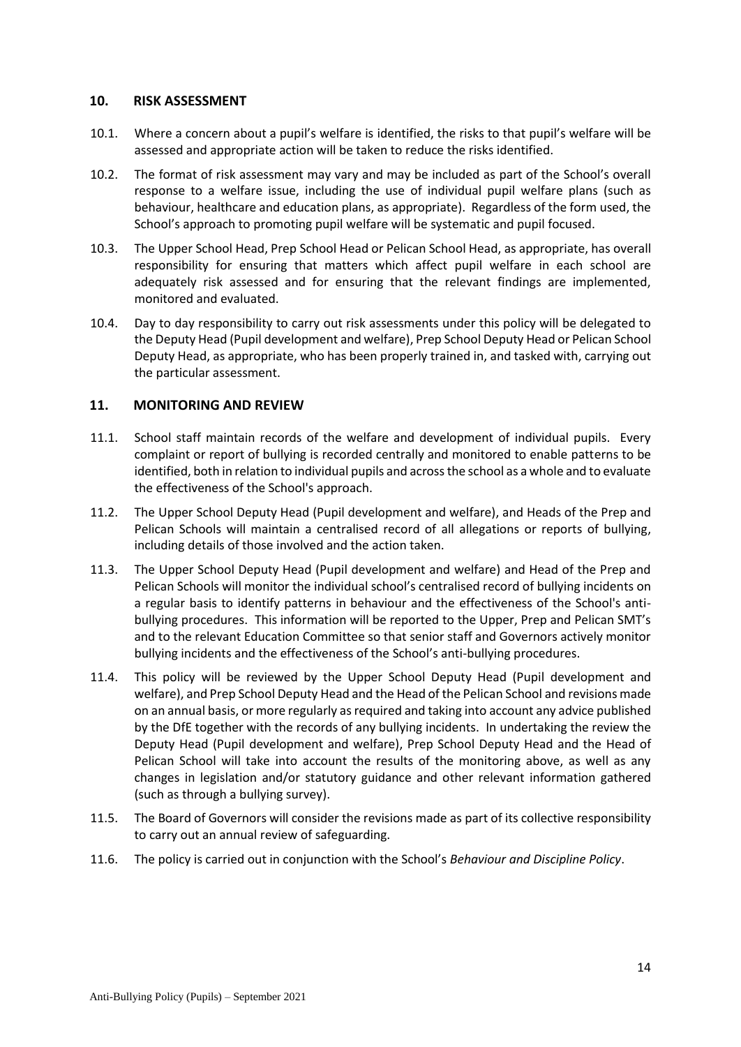## 10. RISK ASSESSMENT

10.1. Where a concern about a pupil's welfare is identified, the risks to that pupil's welfare will be assessed and appropriate action will be taken to reduce the risks identified.

10.2. The format of risk assessment may vary and may be included as part of the School's overall response to a welfare issue, including the use of individual pupil welfare plans (such as behaviour, healthcare and education plans, as appropriate). Regardless of the form used, the School's approach to promoting pupil welfare will be systematic and pupil focused.

10.3. The Upper School Head, Prep School Head or Pelican School Head, as appropriate, has overall responsibility for ensuring that matters which affect pupil welfare in each school are adequately risk assessed and for ensuring that the relevant findings are implemented, monitored and evaluated.

10.4. Day to day responsibility to carry out risk assessments under this policy will be delegated to the Deputy Head (Pupil development and welfare), Prep School Deputy Head or Pelican School Deputy Head, as appropriate, who has been properly trained in, and tasked with, carrying out the particular assessment.

## 11. MONITORING AND REVIEW

11.1. School staff maintain records of the welfare and development of individual pupils. Every complaint or report of bullying is recorded centrally and monitored to enable patterns to be identified, both in relation to individual pupils and across the school as a whole and to evaluate the effectiveness of the School's approach.

11.2. The Upper School Deputy Head (Pupil development and welfare), and Heads of the Prep and Pelican Schools will maintain a centralised record of all allegations or reports of bullying, including details of those involved and the action taken.

11.3. The Upper School Deputy Head (Pupil development and welfare) and Head of the Prep and Pelican Schools will monitor the individual school's centralised record of bullying incidents on a regular basis to identify patterns in behaviour and the effectiveness of the School's anti-bullying procedures. This information will be reported to the Upper, Prep and Pelican SMT's and to the relevant Education Committee so that senior staff and Governors actively monitor bullying incidents and the effectiveness of the School's anti-bullying procedures.

11.4. This policy will be reviewed by the Upper School Deputy Head (Pupil development and welfare), and Prep School Deputy Head and the Head of the Pelican School and revisions made on an annual basis, or more regularly as required and taking into account any advice published by the DfE together with the records of any bullying incidents. In undertaking the review the Deputy Head (Pupil development and welfare), Prep School Deputy Head and the Head of Pelican School will take into account the results of the monitoring above, as well as any changes in legislation and/or statutory guidance and other relevant information gathered (such as through a bullying survey).

11.5. The Board of Governors will consider the revisions made as part of its collective responsibility to carry out an annual review of safeguarding.

11.6. The policy is carried out in conjunction with the School's *Behaviour and Discipline Policy*.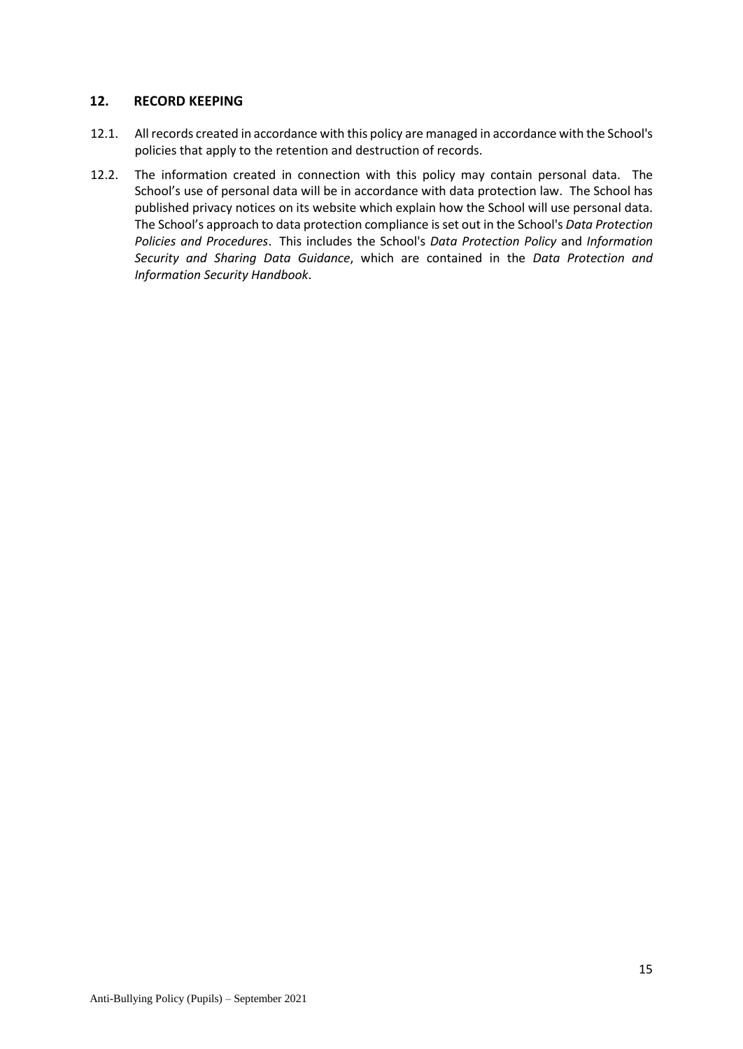## 12. RECORD KEEPING

12.1. All records created in accordance with this policy are managed in accordance with the School's policies that apply to the retention and destruction of records.

12.2. The information created in connection with this policy may contain personal data. The School's use of personal data will be in accordance with data protection law. The School has published privacy notices on its website which explain how the School will use personal data. The School's approach to data protection compliance is set out in the School's *Data Protection Policies and Procedures*. This includes the School's *Data Protection Policy* and *Information Security and Sharing Data Guidance*, which are contained in the *Data Protection and Information Security Handbook*.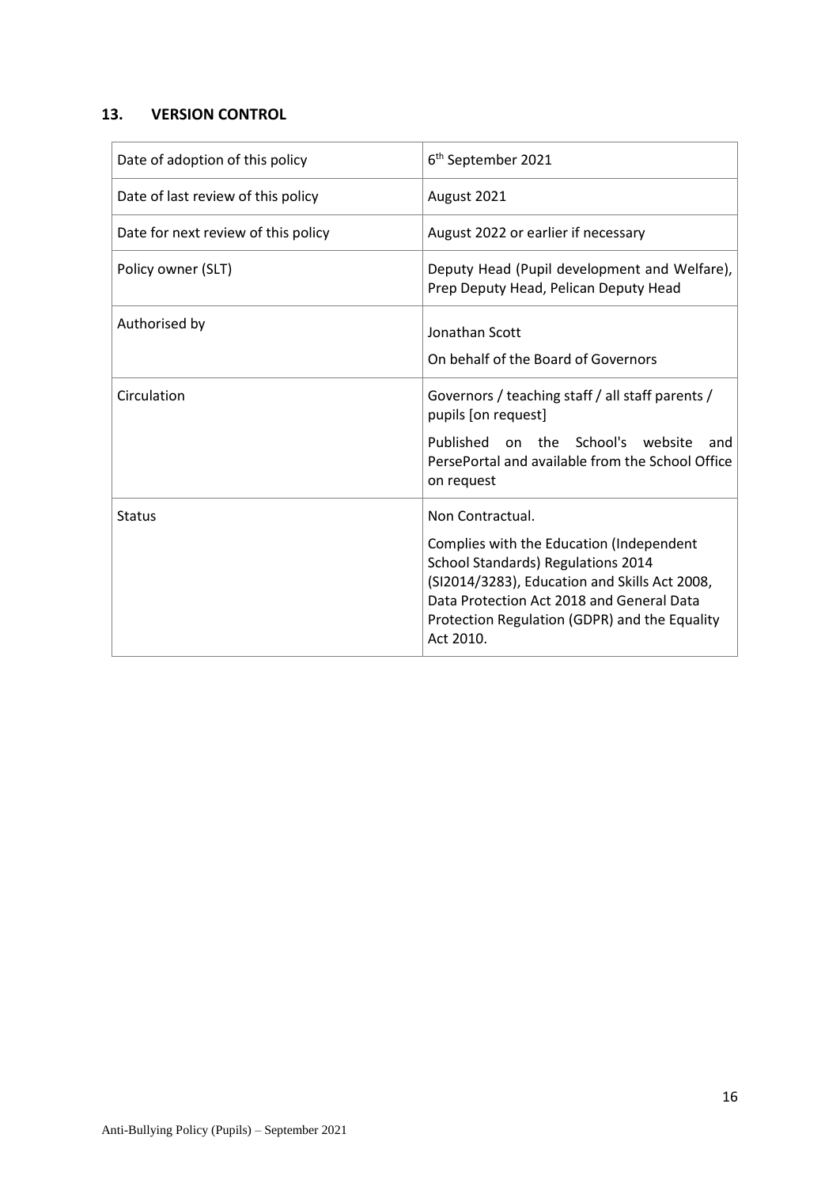## 13. VERSION CONTROL

| | |
|---|---|
| Date of adoption of this policy | 6th September 2021 |
| Date of last review of this policy | August 2021 |
| Date for next review of this policy | August 2022 or earlier if necessary |
| Policy owner (SLT) | Deputy Head (Pupil development and Welfare), Prep Deputy Head, Pelican Deputy Head |
| Authorised by | Jonathan Scott<br><br>On behalf of the Board of Governors |
| Circulation | Governors / teaching staff / all staff parents / pupils [on request]<br><br>Published on the School's website and PersePortal and available from the School Office on request |
| Status | Non Contractual.<br><br>Complies with the Education (Independent School Standards) Regulations 2014 (SI2014/3283), Education and Skills Act 2008, Data Protection Act 2018 and General Data Protection Regulation (GDPR) and the Equality Act 2010. |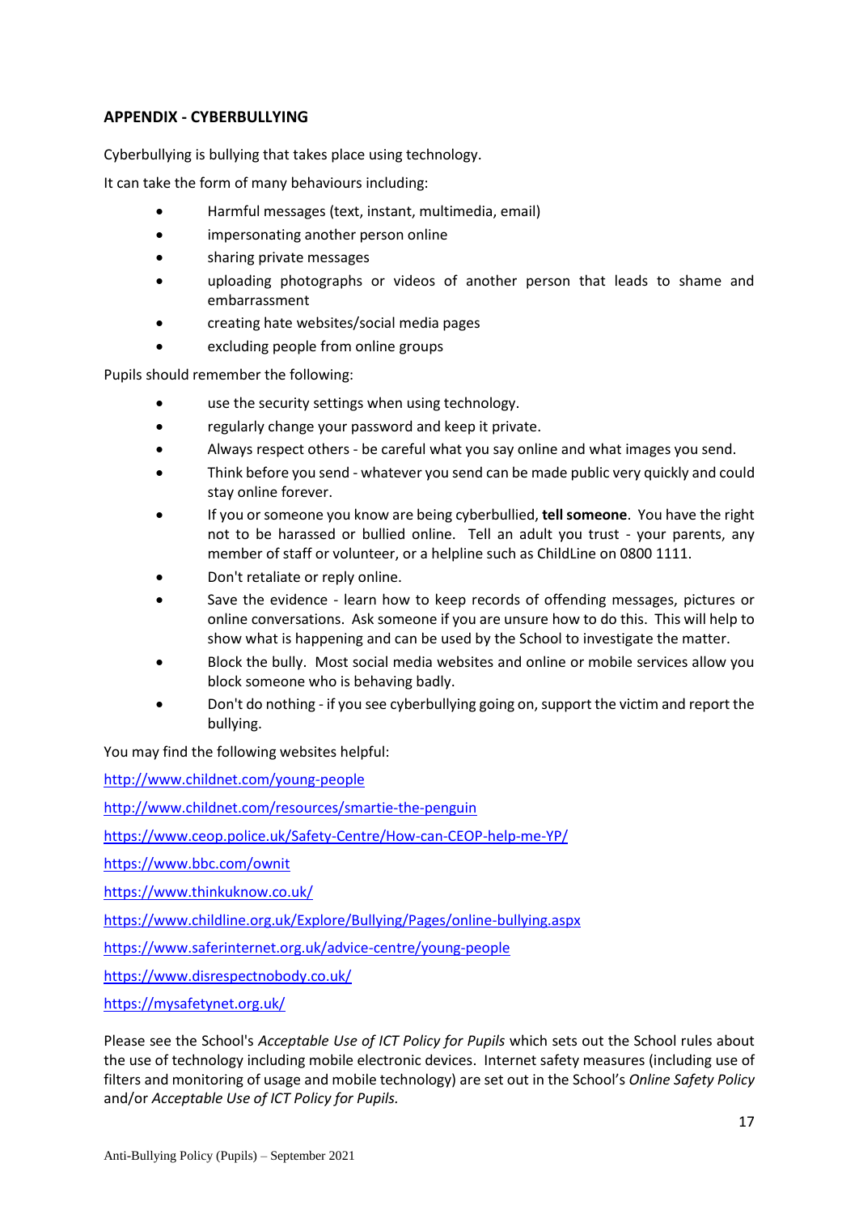## APPENDIX - CYBERBULLYING

Cyberbullying is bullying that takes place using technology.

It can take the form of many behaviours including:

- Harmful messages (text, instant, multimedia, email)
- impersonating another person online
- sharing private messages
- uploading photographs or videos of another person that leads to shame and embarrassment
- creating hate websites/social media pages
- excluding people from online groups

Pupils should remember the following:

- use the security settings when using technology.
- regularly change your password and keep it private.
- Always respect others - be careful what you say online and what images you send.
- Think before you send - whatever you send can be made public very quickly and could stay online forever.
- If you or someone you know are being cyberbullied, **tell someone**. You have the right not to be harassed or bullied online. Tell an adult you trust - your parents, any member of staff or volunteer, or a helpline such as ChildLine on 0800 1111.
- Don't retaliate or reply online.
- Save the evidence - learn how to keep records of offending messages, pictures or online conversations. Ask someone if you are unsure how to do this. This will help to show what is happening and can be used by the School to investigate the matter.
- Block the bully. Most social media websites and online or mobile services allow you block someone who is behaving badly.
- Don't do nothing - if you see cyberbullying going on, support the victim and report the bullying.

You may find the following websites helpful:

http://www.childnet.com/young-people

http://www.childnet.com/resources/smartie-the-penguin

https://www.ceop.police.uk/Safety-Centre/How-can-CEOP-help-me-YP/

https://www.bbc.com/ownit

https://www.thinkuknow.co.uk/

https://www.childline.org.uk/Explore/Bullying/Pages/online-bullying.aspx

https://www.saferinternet.org.uk/advice-centre/young-people

https://www.disrespectnobody.co.uk/

https://mysafetynet.org.uk/

Please see the School's *Acceptable Use of ICT Policy for Pupils* which sets out the School rules about the use of technology including mobile electronic devices. Internet safety measures (including use of filters and monitoring of usage and mobile technology) are set out in the School's *Online Safety Policy* and/or *Acceptable Use of ICT Policy for Pupils.*